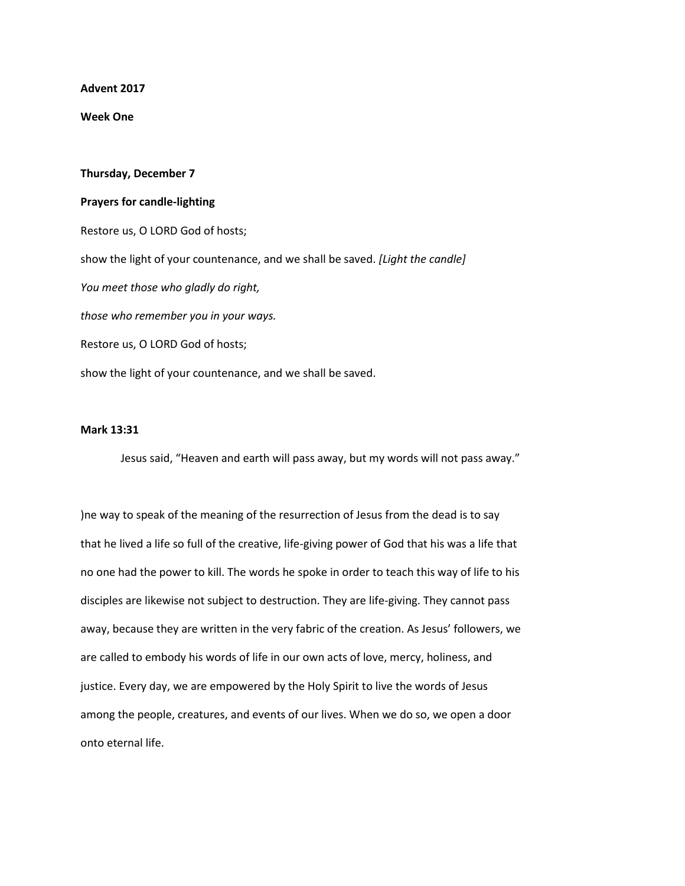**Advent 2017**

**Week One**

**Thursday, December 7**

**Prayers for candle-lighting**

Restore us, O LORD God of hosts;

show the light of your countenance, and we shall be saved. *[Light the candle]*

*You meet those who gladly do right,*

*those who remember you in your ways.*

Restore us, O LORD God of hosts;

show the light of your countenance, and we shall be saved.

**Mark 13:31**

Jesus said, "Heaven and earth will pass away, but my words will not pass away."

)ne way to speak of the meaning of the resurrection of Jesus from the dead is to say that he lived a life so full of the creative, life-giving power of God that his was a life that no one had the power to kill. The words he spoke in order to teach this way of life to his disciples are likewise not subject to destruction. They are life-giving. They cannot pass away, because they are written in the very fabric of the creation. As Jesus' followers, we are called to embody his words of life in our own acts of love, mercy, holiness, and justice. Every day, we are empowered by the Holy Spirit to live the words of Jesus among the people, creatures, and events of our lives. When we do so, we open a door onto eternal life.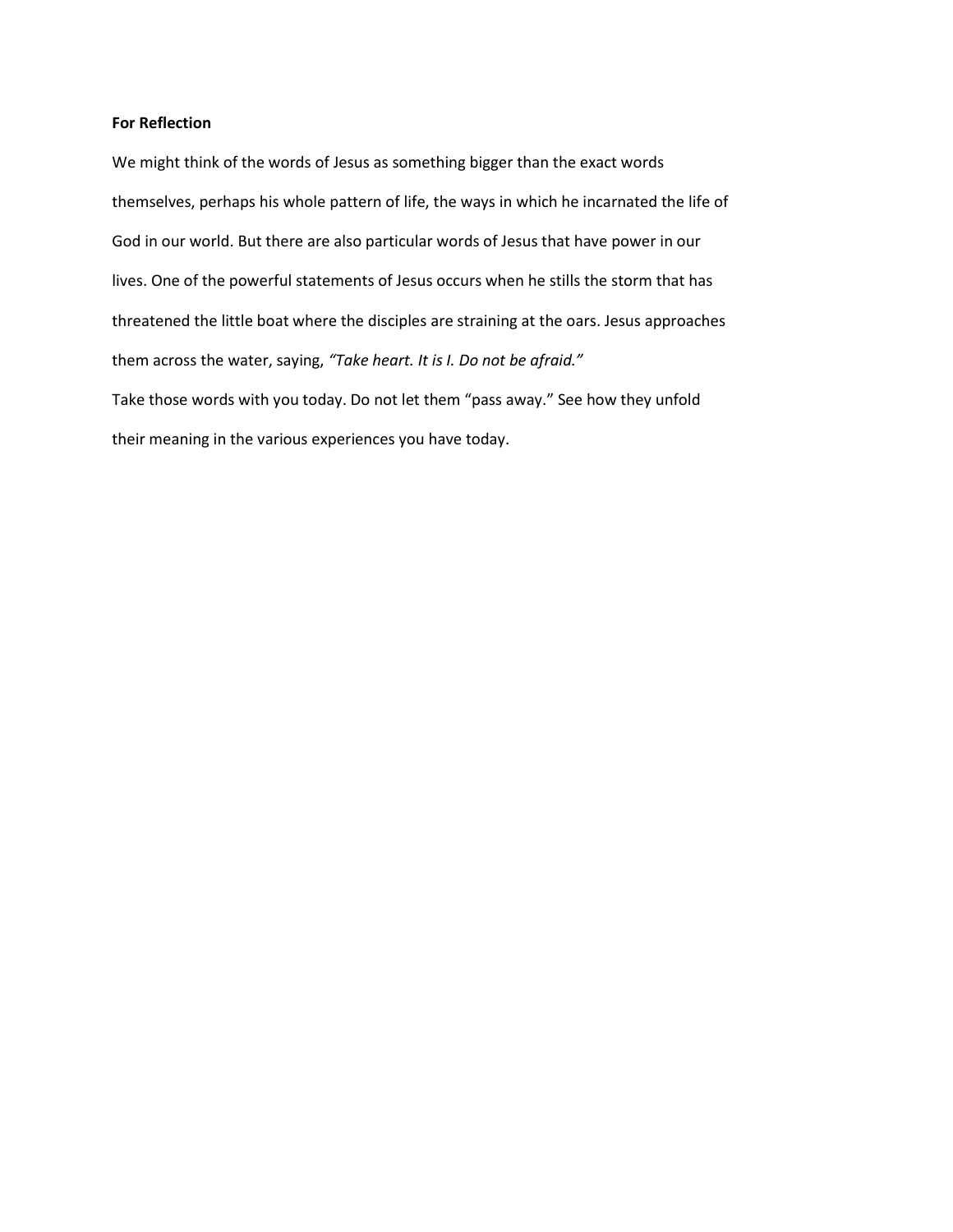**For Reflection**

We might think of the words of Jesus as something bigger than the exact words themselves, perhaps his whole pattern of life, the ways in which he incarnated the life of God in our world. But there are also particular words of Jesus that have power in our lives. One of the powerful statements of Jesus occurs when he stills the storm that has threatened the little boat where the disciples are straining at the oars. Jesus approaches them across the water, saying, *"Take heart. It is I. Do not be afraid."*

Take those words with you today. Do not let them "pass away." See how they unfold their meaning in the various experiences you have today.